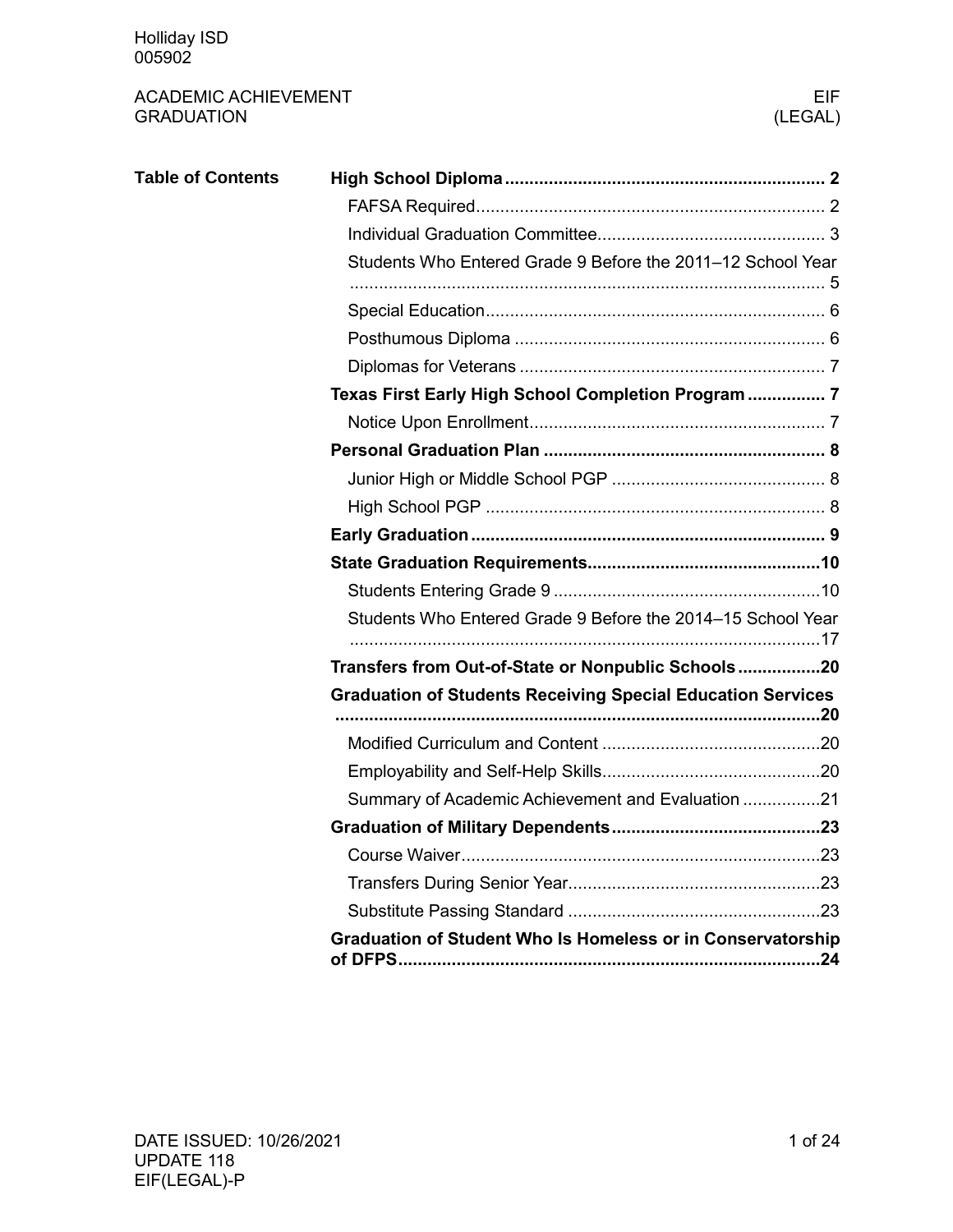Holliday ISD
005902

ACADEMIC ACHIEVEMENT
GRADUATION

EIF
(LEGAL)

**Table of Contents**

- **High School Diploma** ........ 2
  - FAFSA Required ........ 2
  - Individual Graduation Committee ........ 3
  - Students Who Entered Grade 9 Before the 2011–12 School Year ........ 5
  - Special Education ........ 6
  - Posthumous Diploma ........ 6
  - Diplomas for Veterans ........ 7
- **Texas First Early High School Completion Program** ........ 7
  - Notice Upon Enrollment ........ 7
- **Personal Graduation Plan** ........ 8
  - Junior High or Middle School PGP ........ 8
  - High School PGP ........ 8
- **Early Graduation** ........ 9
- **State Graduation Requirements** ........ 10
  - Students Entering Grade 9 ........ 10
  - Students Who Entered Grade 9 Before the 2014–15 School Year ........ 17
- **Transfers from Out-of-State or Nonpublic Schools** ........ 20
- **Graduation of Students Receiving Special Education Services** ........ 20
  - Modified Curriculum and Content ........ 20
  - Employability and Self-Help Skills ........ 20
  - Summary of Academic Achievement and Evaluation ........ 21
- **Graduation of Military Dependents** ........ 23
  - Course Waiver ........ 23
  - Transfers During Senior Year ........ 23
  - Substitute Passing Standard ........ 23
- **Graduation of Student Who Is Homeless or in Conservatorship of DFPS** ........ 24

DATE ISSUED: 10/26/2021
UPDATE 118
EIF(LEGAL)-P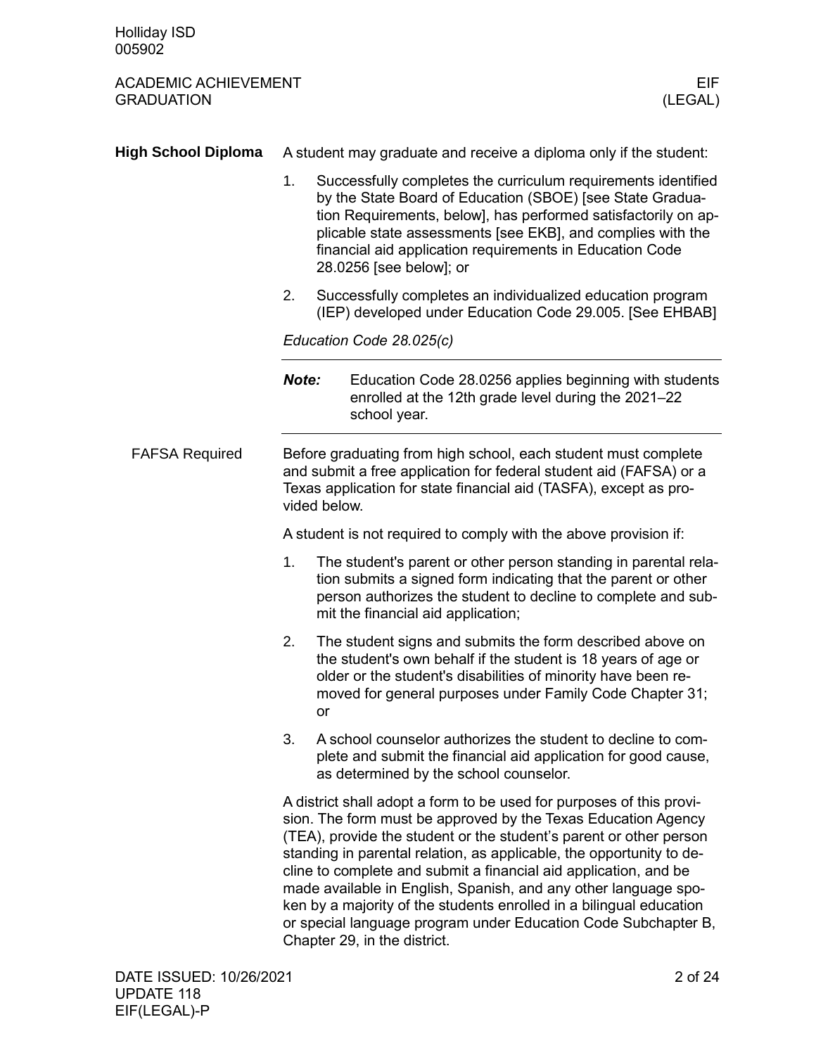## High School Diploma

A student may graduate and receive a diploma only if the student:

1. Successfully completes the curriculum requirements identified by the State Board of Education (SBOE) [see State Graduation Requirements, below], has performed satisfactorily on applicable state assessments [see EKB], and complies with the financial aid application requirements in Education Code 28.0256 [see below]; or
2. Successfully completes an individualized education program (IEP) developed under Education Code 29.005. [See EHBAB]

*Education Code 28.025(c)*

---

***Note:*** Education Code 28.0256 applies beginning with students enrolled at the 12th grade level during the 2021–22 school year.

---

### FAFSA Required

Before graduating from high school, each student must complete and submit a free application for federal student aid (FAFSA) or a Texas application for state financial aid (TASFA), except as provided below.

A student is not required to comply with the above provision if:

1. The student's parent or other person standing in parental relation submits a signed form indicating that the parent or other person authorizes the student to decline to complete and submit the financial aid application;
2. The student signs and submits the form described above on the student's own behalf if the student is 18 years of age or older or the student's disabilities of minority have been removed for general purposes under Family Code Chapter 31; or
3. A school counselor authorizes the student to decline to complete and submit the financial aid application for good cause, as determined by the school counselor.

A district shall adopt a form to be used for purposes of this provision. The form must be approved by the Texas Education Agency (TEA), provide the student or the student's parent or other person standing in parental relation, as applicable, the opportunity to decline to complete and submit a financial aid application, and be made available in English, Spanish, and any other language spoken by a majority of the students enrolled in a bilingual education or special language program under Education Code Subchapter B, Chapter 29, in the district.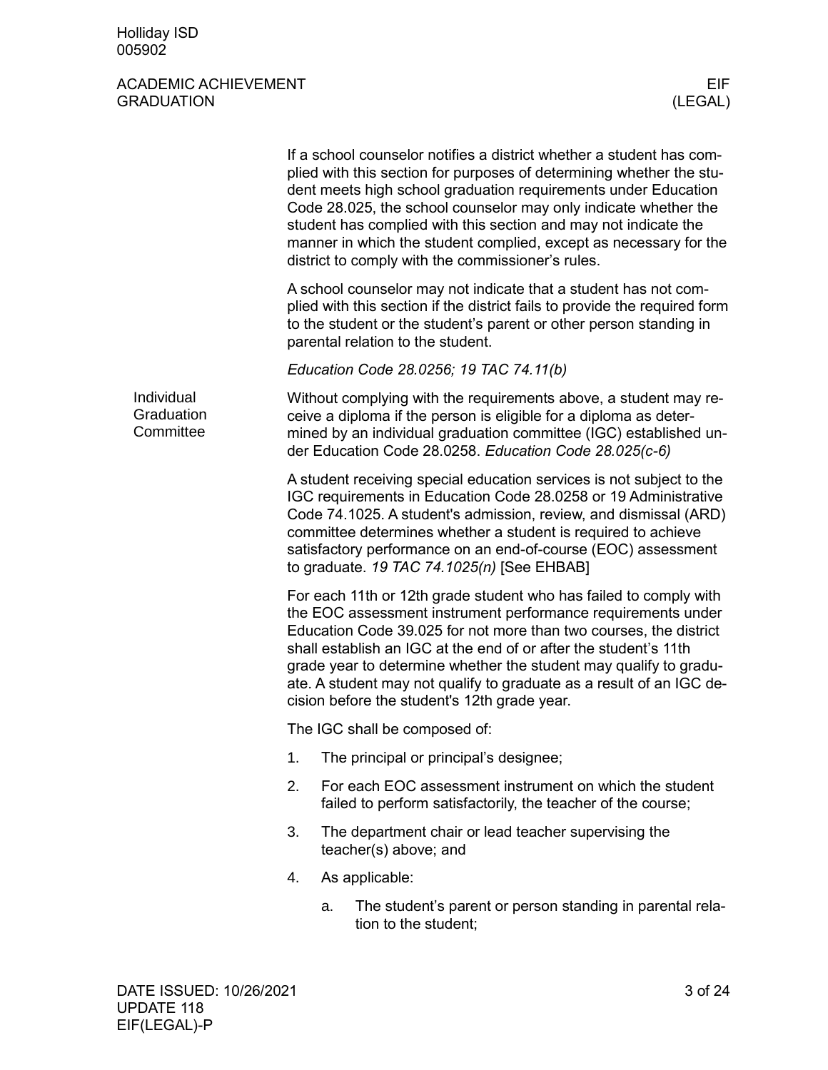If a school counselor notifies a district whether a student has complied with this section for purposes of determining whether the student meets high school graduation requirements under Education Code 28.025, the school counselor may only indicate whether the student has complied with this section and may not indicate the manner in which the student complied, except as necessary for the district to comply with the commissioner's rules.

A school counselor may not indicate that a student has not complied with this section if the district fails to provide the required form to the student or the student's parent or other person standing in parental relation to the student.

*Education Code 28.0256; 19 TAC 74.11(b)*

## Individual Graduation Committee

Without complying with the requirements above, a student may receive a diploma if the person is eligible for a diploma as determined by an individual graduation committee (IGC) established under Education Code 28.0258. *Education Code 28.025(c-6)*

A student receiving special education services is not subject to the IGC requirements in Education Code 28.0258 or 19 Administrative Code 74.1025. A student's admission, review, and dismissal (ARD) committee determines whether a student is required to achieve satisfactory performance on an end-of-course (EOC) assessment to graduate. *19 TAC 74.1025(n)* [See EHBAB]

For each 11th or 12th grade student who has failed to comply with the EOC assessment instrument performance requirements under Education Code 39.025 for not more than two courses, the district shall establish an IGC at the end of or after the student's 11th grade year to determine whether the student may qualify to graduate. A student may not qualify to graduate as a result of an IGC decision before the student's 12th grade year.

The IGC shall be composed of:

1. The principal or principal's designee;
2. For each EOC assessment instrument on which the student failed to perform satisfactorily, the teacher of the course;
3. The department chair or lead teacher supervising the teacher(s) above; and
4. As applicable:
    a. The student's parent or person standing in parental relation to the student;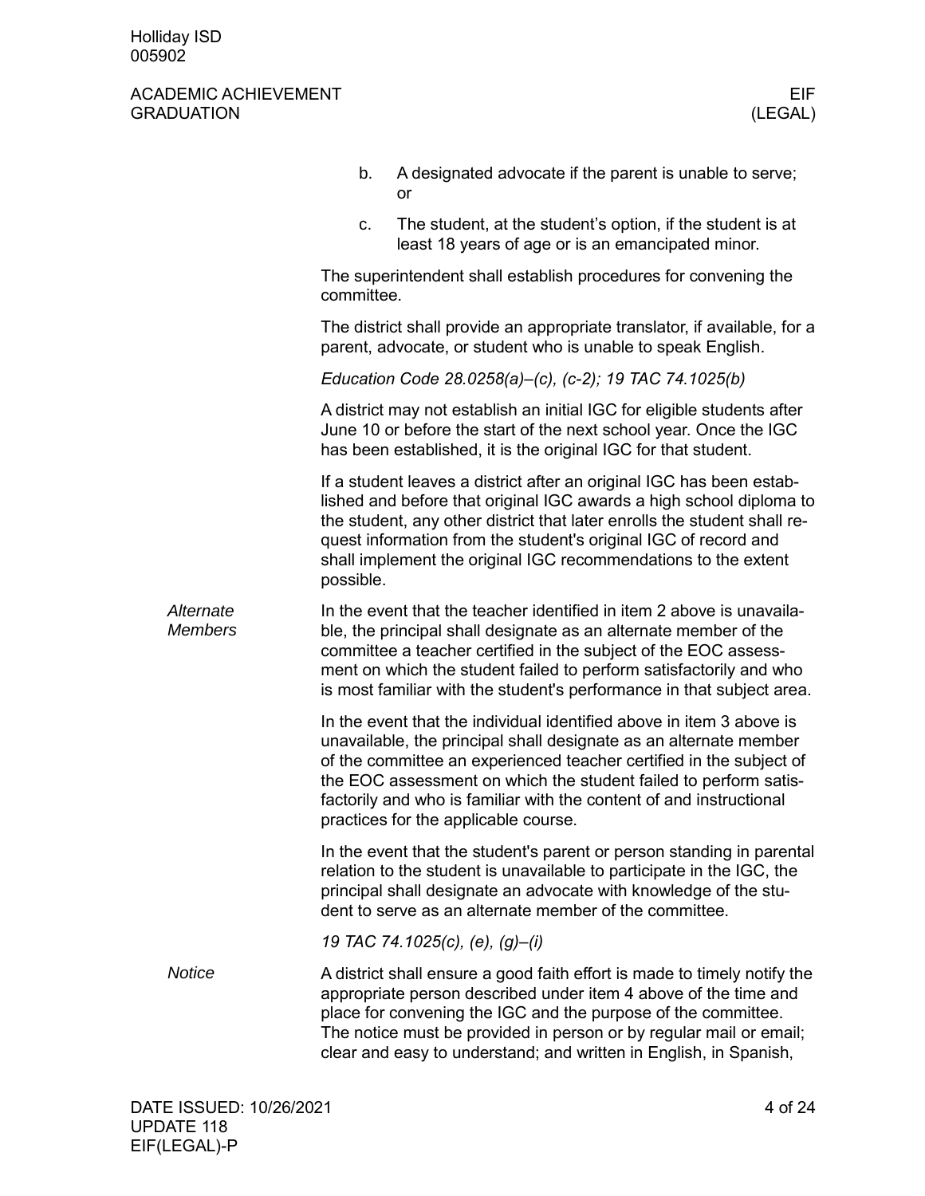b. A designated advocate if the parent is unable to serve; or

c. The student, at the student's option, if the student is at least 18 years of age or is an emancipated minor.

The superintendent shall establish procedures for convening the committee.

The district shall provide an appropriate translator, if available, for a parent, advocate, or student who is unable to speak English.

*Education Code 28.0258(a)–(c), (c-2); 19 TAC 74.1025(b)*

A district may not establish an initial IGC for eligible students after June 10 or before the start of the next school year. Once the IGC has been established, it is the original IGC for that student.

If a student leaves a district after an original IGC has been established and before that original IGC awards a high school diploma to the student, any other district that later enrolls the student shall request information from the student's original IGC of record and shall implement the original IGC recommendations to the extent possible.

*Alternate Members*

In the event that the teacher identified in item 2 above is unavailable, the principal shall designate as an alternate member of the committee a teacher certified in the subject of the EOC assessment on which the student failed to perform satisfactorily and who is most familiar with the student's performance in that subject area.

In the event that the individual identified above in item 3 above is unavailable, the principal shall designate as an alternate member of the committee an experienced teacher certified in the subject of the EOC assessment on which the student failed to perform satisfactorily and who is familiar with the content of and instructional practices for the applicable course.

In the event that the student's parent or person standing in parental relation to the student is unavailable to participate in the IGC, the principal shall designate an advocate with knowledge of the student to serve as an alternate member of the committee.

*19 TAC 74.1025(c), (e), (g)–(i)*

*Notice*

A district shall ensure a good faith effort is made to timely notify the appropriate person described under item 4 above of the time and place for convening the IGC and the purpose of the committee. The notice must be provided in person or by regular mail or email; clear and easy to understand; and written in English, in Spanish,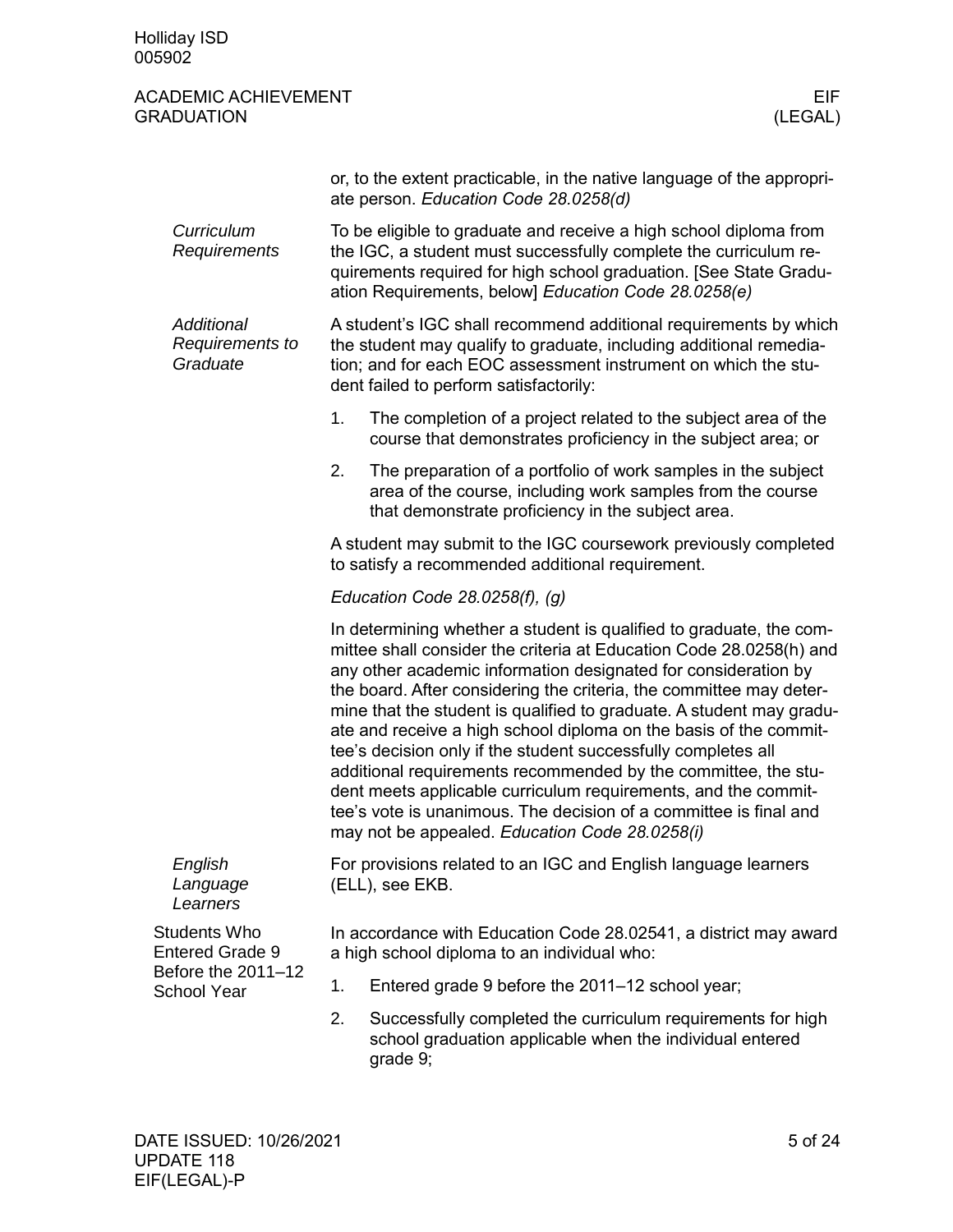or, to the extent practicable, in the native language of the appropriate person. *Education Code 28.0258(d)*

*Curriculum Requirements*

To be eligible to graduate and receive a high school diploma from the IGC, a student must successfully complete the curriculum requirements required for high school graduation. [See State Graduation Requirements, below] *Education Code 28.0258(e)*

*Additional Requirements to Graduate*

A student's IGC shall recommend additional requirements by which the student may qualify to graduate, including additional remediation; and for each EOC assessment instrument on which the student failed to perform satisfactorily:

1. The completion of a project related to the subject area of the course that demonstrates proficiency in the subject area; or
2. The preparation of a portfolio of work samples in the subject area of the course, including work samples from the course that demonstrate proficiency in the subject area.

A student may submit to the IGC coursework previously completed to satisfy a recommended additional requirement.

*Education Code 28.0258(f), (g)*

In determining whether a student is qualified to graduate, the committee shall consider the criteria at Education Code 28.0258(h) and any other academic information designated for consideration by the board. After considering the criteria, the committee may determine that the student is qualified to graduate. A student may graduate and receive a high school diploma on the basis of the committee's decision only if the student successfully completes all additional requirements recommended by the committee, the student meets applicable curriculum requirements, and the committee's vote is unanimous. The decision of a committee is final and may not be appealed. *Education Code 28.0258(i)*

*English Language Learners*

For provisions related to an IGC and English language learners (ELL), see EKB.

## Students Who Entered Grade 9 Before the 2011–12 School Year

In accordance with Education Code 28.02541, a district may award a high school diploma to an individual who:

1. Entered grade 9 before the 2011–12 school year;
2. Successfully completed the curriculum requirements for high school graduation applicable when the individual entered grade 9;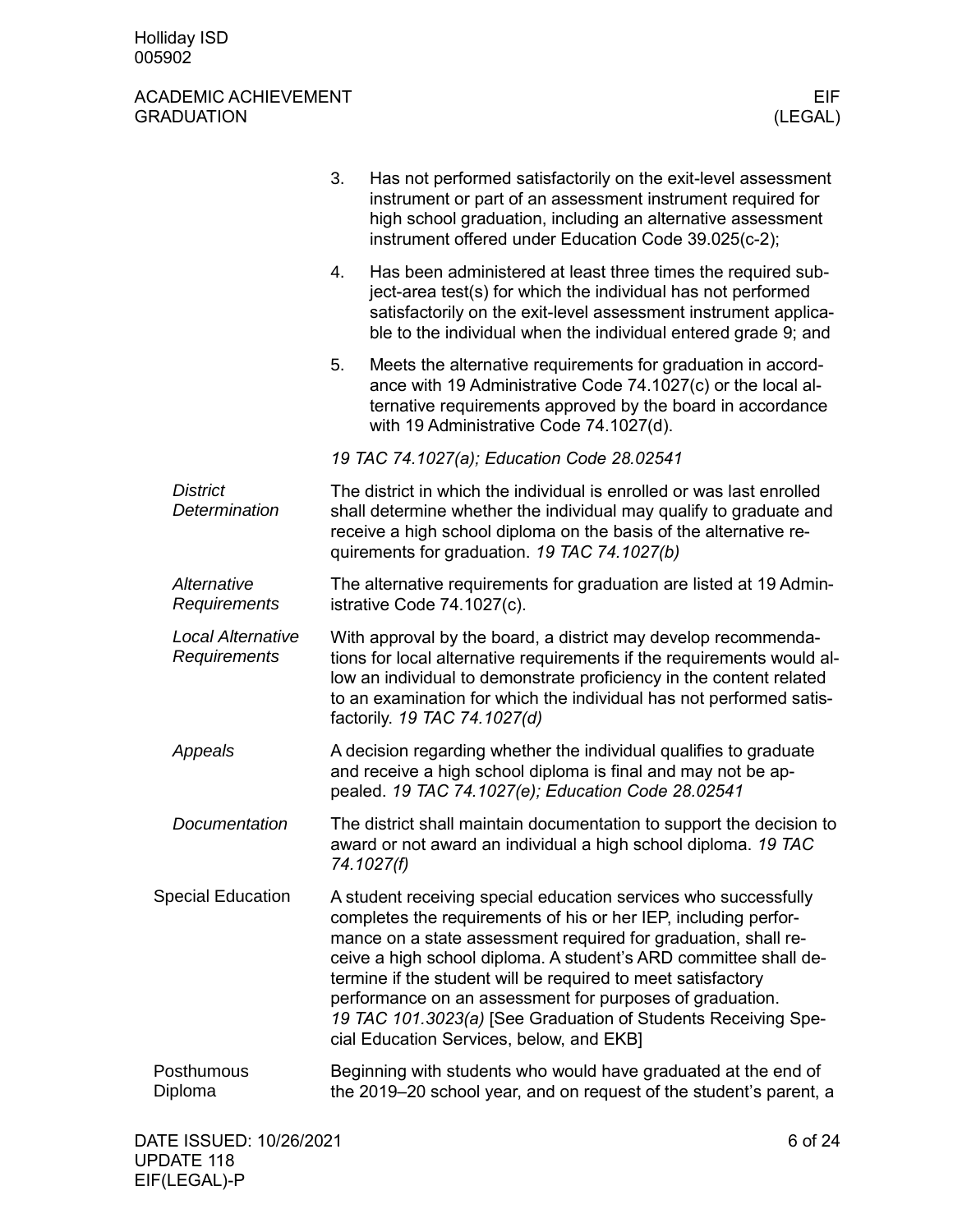3. Has not performed satisfactorily on the exit-level assessment instrument or part of an assessment instrument required for high school graduation, including an alternative assessment instrument offered under Education Code 39.025(c-2);

4. Has been administered at least three times the required subject-area test(s) for which the individual has not performed satisfactorily on the exit-level assessment instrument applicable to the individual when the individual entered grade 9; and

5. Meets the alternative requirements for graduation in accordance with 19 Administrative Code 74.1027(c) or the local alternative requirements approved by the board in accordance with 19 Administrative Code 74.1027(d).

*19 TAC 74.1027(a); Education Code 28.02541*

#### *District Determination*

The district in which the individual is enrolled or was last enrolled shall determine whether the individual may qualify to graduate and receive a high school diploma on the basis of the alternative requirements for graduation. *19 TAC 74.1027(b)*

#### *Alternative Requirements*

The alternative requirements for graduation are listed at 19 Administrative Code 74.1027(c).

#### *Local Alternative Requirements*

With approval by the board, a district may develop recommendations for local alternative requirements if the requirements would allow an individual to demonstrate proficiency in the content related to an examination for which the individual has not performed satisfactorily. *19 TAC 74.1027(d)*

#### *Appeals*

A decision regarding whether the individual qualifies to graduate and receive a high school diploma is final and may not be appealed. *19 TAC 74.1027(e); Education Code 28.02541*

#### *Documentation*

The district shall maintain documentation to support the decision to award or not award an individual a high school diploma. *19 TAC 74.1027(f)*

### Special Education

A student receiving special education services who successfully completes the requirements of his or her IEP, including performance on a state assessment required for graduation, shall receive a high school diploma. A student's ARD committee shall determine if the student will be required to meet satisfactory performance on an assessment for purposes of graduation. *19 TAC 101.3023(a)* [See Graduation of Students Receiving Special Education Services, below, and EKB]

### Posthumous Diploma

Beginning with students who would have graduated at the end of the 2019–20 school year, and on request of the student's parent, a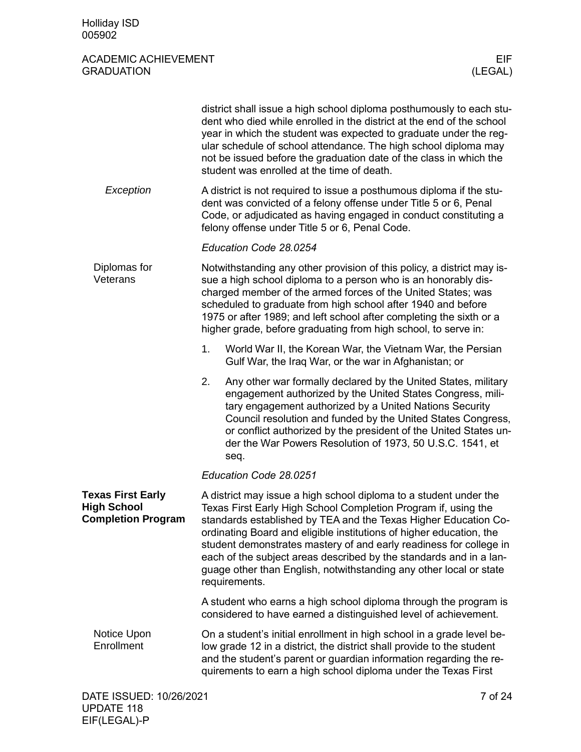district shall issue a high school diploma posthumously to each student who died while enrolled in the district at the end of the school year in which the student was expected to graduate under the regular schedule of school attendance. The high school diploma may not be issued before the graduation date of the class in which the student was enrolled at the time of death.

*Exception*

A district is not required to issue a posthumous diploma if the student was convicted of a felony offense under Title 5 or 6, Penal Code, or adjudicated as having engaged in conduct constituting a felony offense under Title 5 or 6, Penal Code.

*Education Code 28.0254*

Diplomas for Veterans

Notwithstanding any other provision of this policy, a district may issue a high school diploma to a person who is an honorably discharged member of the armed forces of the United States; was scheduled to graduate from high school after 1940 and before 1975 or after 1989; and left school after completing the sixth or a higher grade, before graduating from high school, to serve in:

1. World War II, the Korean War, the Vietnam War, the Persian Gulf War, the Iraq War, or the war in Afghanistan; or
2. Any other war formally declared by the United States, military engagement authorized by the United States Congress, military engagement authorized by a United Nations Security Council resolution and funded by the United States Congress, or conflict authorized by the president of the United States under the War Powers Resolution of 1973, 50 U.S.C. 1541, et seq.

*Education Code 28.0251*

## Texas First Early High School Completion Program

A district may issue a high school diploma to a student under the Texas First Early High School Completion Program if, using the standards established by TEA and the Texas Higher Education Coordinating Board and eligible institutions of higher education, the student demonstrates mastery of and early readiness for college in each of the subject areas described by the standards and in a language other than English, notwithstanding any other local or state requirements.

A student who earns a high school diploma through the program is considered to have earned a distinguished level of achievement.

Notice Upon Enrollment

On a student's initial enrollment in high school in a grade level below grade 12 in a district, the district shall provide to the student and the student's parent or guardian information regarding the requirements to earn a high school diploma under the Texas First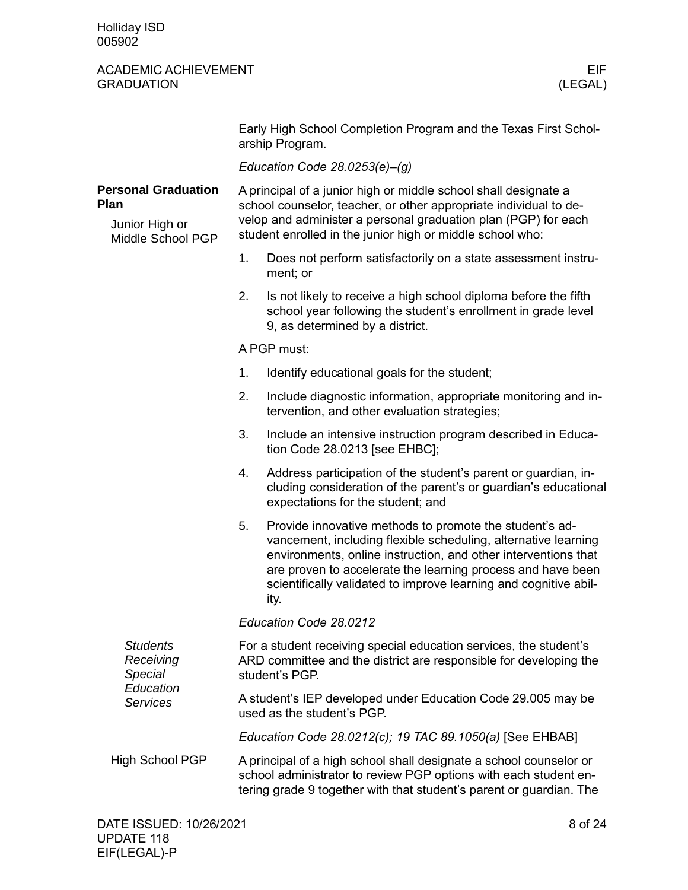Early High School Completion Program and the Texas First Scholarship Program.

*Education Code 28.0253(e)–(g)*

## Personal Graduation Plan

### Junior High or Middle School PGP

A principal of a junior high or middle school shall designate a school counselor, teacher, or other appropriate individual to develop and administer a personal graduation plan (PGP) for each student enrolled in the junior high or middle school who:

1. Does not perform satisfactorily on a state assessment instrument; or
2. Is not likely to receive a high school diploma before the fifth school year following the student's enrollment in grade level 9, as determined by a district.

A PGP must:

1. Identify educational goals for the student;
2. Include diagnostic information, appropriate monitoring and intervention, and other evaluation strategies;
3. Include an intensive instruction program described in Education Code 28.0213 [see EHBC];
4. Address participation of the student's parent or guardian, including consideration of the parent's or guardian's educational expectations for the student; and
5. Provide innovative methods to promote the student's advancement, including flexible scheduling, alternative learning environments, online instruction, and other interventions that are proven to accelerate the learning process and have been scientifically validated to improve learning and cognitive ability.

*Education Code 28.0212*

#### *Students Receiving Special Education Services*

For a student receiving special education services, the student's ARD committee and the district are responsible for developing the student's PGP.

A student's IEP developed under Education Code 29.005 may be used as the student's PGP.

*Education Code 28.0212(c); 19 TAC 89.1050(a)* [See EHBAB]

### High School PGP

A principal of a high school shall designate a school counselor or school administrator to review PGP options with each student entering grade 9 together with that student's parent or guardian. The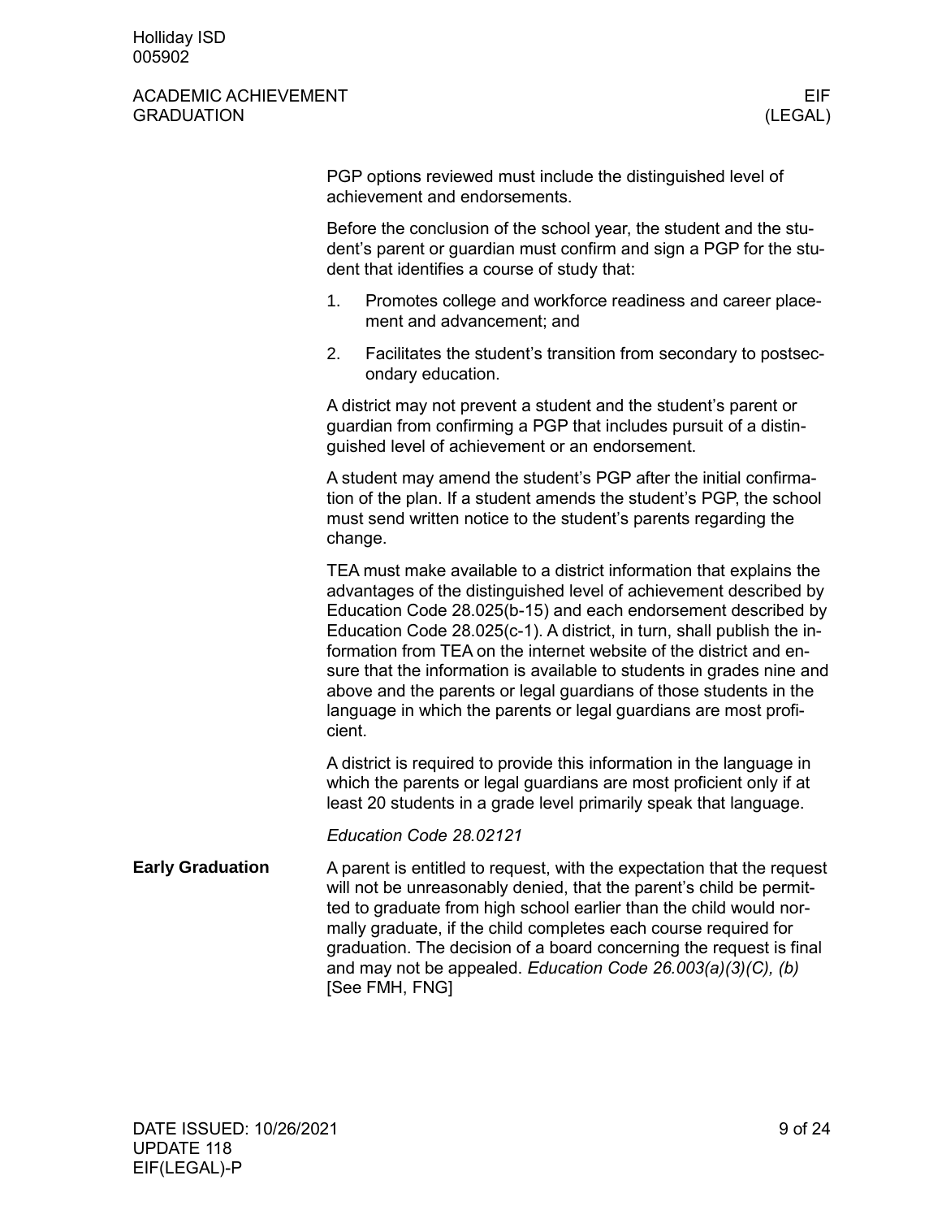PGP options reviewed must include the distinguished level of achievement and endorsements.

Before the conclusion of the school year, the student and the student's parent or guardian must confirm and sign a PGP for the student that identifies a course of study that:

1. Promotes college and workforce readiness and career placement and advancement; and
2. Facilitates the student's transition from secondary to postsecondary education.

A district may not prevent a student and the student's parent or guardian from confirming a PGP that includes pursuit of a distinguished level of achievement or an endorsement.

A student may amend the student's PGP after the initial confirmation of the plan. If a student amends the student's PGP, the school must send written notice to the student's parents regarding the change.

TEA must make available to a district information that explains the advantages of the distinguished level of achievement described by Education Code 28.025(b-15) and each endorsement described by Education Code 28.025(c-1). A district, in turn, shall publish the information from TEA on the internet website of the district and ensure that the information is available to students in grades nine and above and the parents or legal guardians of those students in the language in which the parents or legal guardians are most proficient.

A district is required to provide this information in the language in which the parents or legal guardians are most proficient only if at least 20 students in a grade level primarily speak that language.

*Education Code 28.02121*

**Early Graduation**

A parent is entitled to request, with the expectation that the request will not be unreasonably denied, that the parent's child be permitted to graduate from high school earlier than the child would normally graduate, if the child completes each course required for graduation. The decision of a board concerning the request is final and may not be appealed. *Education Code 26.003(a)(3)(C), (b)* [See FMH, FNG]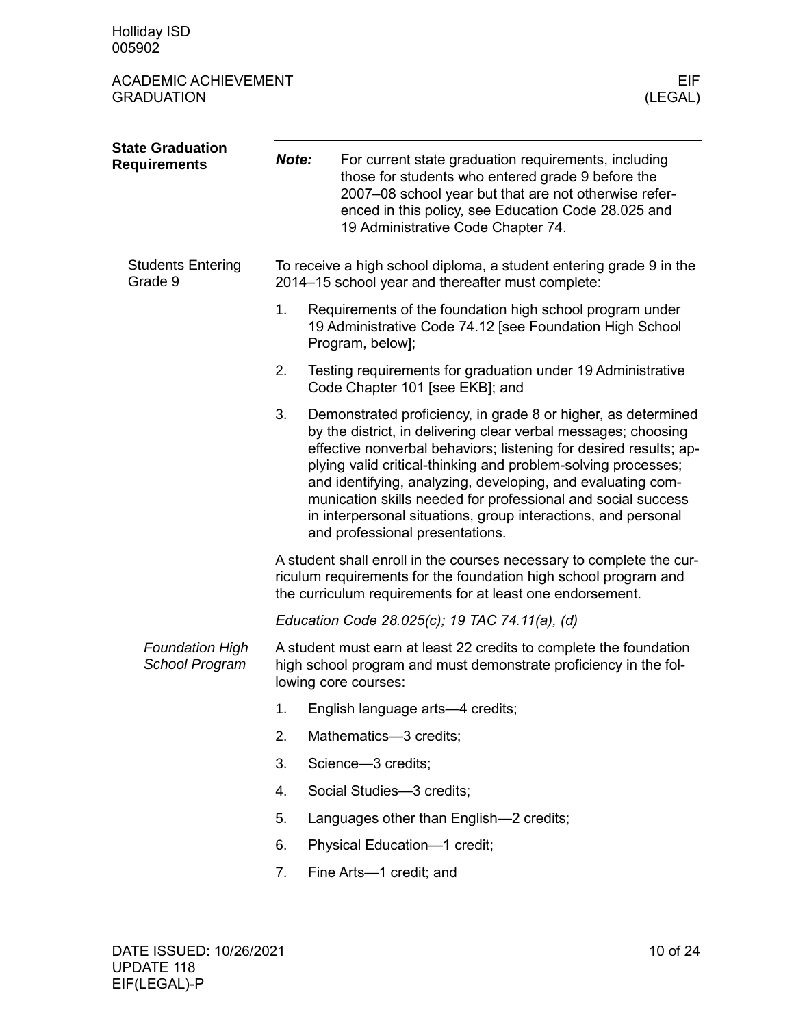## State Graduation Requirements

**Note:** For current state graduation requirements, including those for students who entered grade 9 before the 2007–08 school year but that are not otherwise referenced in this policy, see Education Code 28.025 and 19 Administrative Code Chapter 74.

### Students Entering Grade 9

To receive a high school diploma, a student entering grade 9 in the 2014–15 school year and thereafter must complete:

1. Requirements of the foundation high school program under 19 Administrative Code 74.12 [see Foundation High School Program, below];
2. Testing requirements for graduation under 19 Administrative Code Chapter 101 [see EKB]; and
3. Demonstrated proficiency, in grade 8 or higher, as determined by the district, in delivering clear verbal messages; choosing effective nonverbal behaviors; listening for desired results; applying valid critical-thinking and problem-solving processes; and identifying, analyzing, developing, and evaluating communication skills needed for professional and social success in interpersonal situations, group interactions, and personal and professional presentations.

A student shall enroll in the courses necessary to complete the curriculum requirements for the foundation high school program and the curriculum requirements for at least one endorsement.

*Education Code 28.025(c); 19 TAC 74.11(a), (d)*

#### *Foundation High School Program*

A student must earn at least 22 credits to complete the foundation high school program and must demonstrate proficiency in the following core courses:

1. English language arts—4 credits;
2. Mathematics—3 credits;
3. Science—3 credits;
4. Social Studies—3 credits;
5. Languages other than English—2 credits;
6. Physical Education—1 credit;
7. Fine Arts—1 credit; and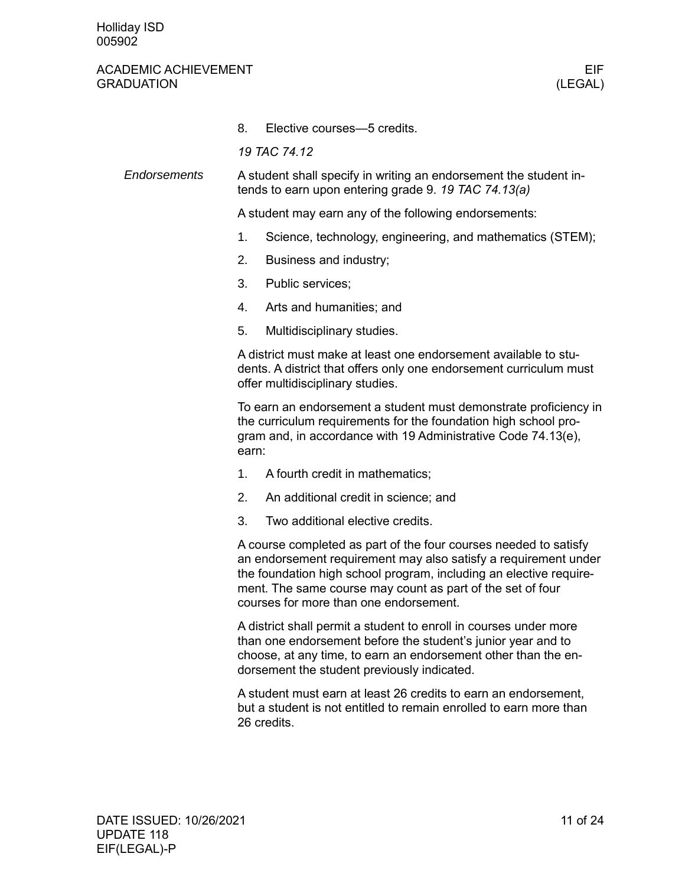8. Elective courses—5 credits.

*19 TAC 74.12*

*Endorsements*

A student shall specify in writing an endorsement the student intends to earn upon entering grade 9. *19 TAC 74.13(a)*

A student may earn any of the following endorsements:

1. Science, technology, engineering, and mathematics (STEM);
2. Business and industry;
3. Public services;
4. Arts and humanities; and
5. Multidisciplinary studies.

A district must make at least one endorsement available to students. A district that offers only one endorsement curriculum must offer multidisciplinary studies.

To earn an endorsement a student must demonstrate proficiency in the curriculum requirements for the foundation high school program and, in accordance with 19 Administrative Code 74.13(e), earn:

1. A fourth credit in mathematics;
2. An additional credit in science; and
3. Two additional elective credits.

A course completed as part of the four courses needed to satisfy an endorsement requirement may also satisfy a requirement under the foundation high school program, including an elective requirement. The same course may count as part of the set of four courses for more than one endorsement.

A district shall permit a student to enroll in courses under more than one endorsement before the student's junior year and to choose, at any time, to earn an endorsement other than the endorsement the student previously indicated.

A student must earn at least 26 credits to earn an endorsement, but a student is not entitled to remain enrolled to earn more than 26 credits.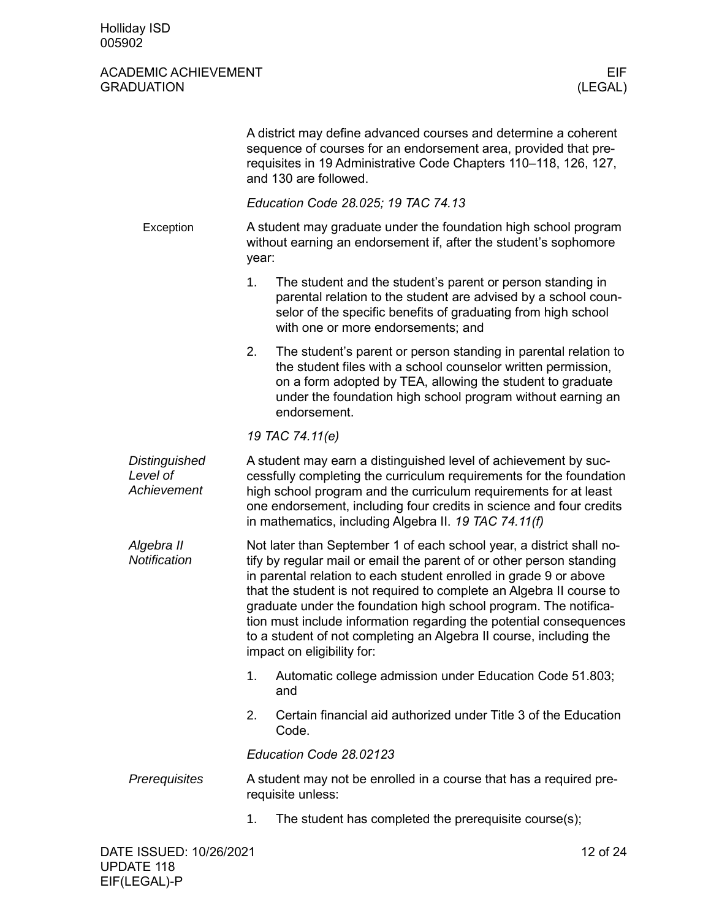A district may define advanced courses and determine a coherent sequence of courses for an endorsement area, provided that prerequisites in 19 Administrative Code Chapters 110–118, 126, 127, and 130 are followed.

*Education Code 28.025; 19 TAC 74.13*

#### Exception

A student may graduate under the foundation high school program without earning an endorsement if, after the student's sophomore year:

1. The student and the student's parent or person standing in parental relation to the student are advised by a school counselor of the specific benefits of graduating from high school with one or more endorsements; and
2. The student's parent or person standing in parental relation to the student files with a school counselor written permission, on a form adopted by TEA, allowing the student to graduate under the foundation high school program without earning an endorsement.

*19 TAC 74.11(e)*

#### *Distinguished Level of Achievement*

A student may earn a distinguished level of achievement by successfully completing the curriculum requirements for the foundation high school program and the curriculum requirements for at least one endorsement, including four credits in science and four credits in mathematics, including Algebra II. *19 TAC 74.11(f)*

#### *Algebra II Notification*

Not later than September 1 of each school year, a district shall notify by regular mail or email the parent of or other person standing in parental relation to each student enrolled in grade 9 or above that the student is not required to complete an Algebra II course to graduate under the foundation high school program. The notification must include information regarding the potential consequences to a student of not completing an Algebra II course, including the impact on eligibility for:

1. Automatic college admission under Education Code 51.803; and
2. Certain financial aid authorized under Title 3 of the Education Code.

*Education Code 28.02123*

#### *Prerequisites*

A student may not be enrolled in a course that has a required prerequisite unless:

1. The student has completed the prerequisite course(s);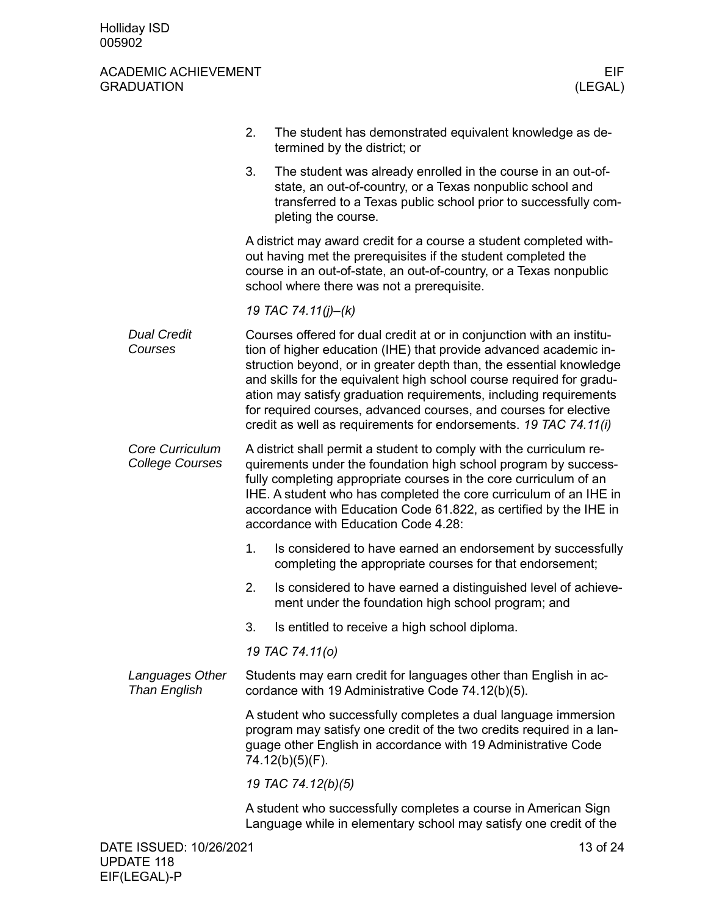2. The student has demonstrated equivalent knowledge as determined by the district; or
3. The student was already enrolled in the course in an out-of-state, an out-of-country, or a Texas nonpublic school and transferred to a Texas public school prior to successfully completing the course.

A district may award credit for a course a student completed without having met the prerequisites if the student completed the course in an out-of-state, an out-of-country, or a Texas nonpublic school where there was not a prerequisite.

*19 TAC 74.11(j)–(k)*

### *Dual Credit Courses*

Courses offered for dual credit at or in conjunction with an institution of higher education (IHE) that provide advanced academic instruction beyond, or in greater depth than, the essential knowledge and skills for the equivalent high school course required for graduation may satisfy graduation requirements, including requirements for required courses, advanced courses, and courses for elective credit as well as requirements for endorsements. *19 TAC 74.11(i)*

### *Core Curriculum College Courses*

A district shall permit a student to comply with the curriculum requirements under the foundation high school program by successfully completing appropriate courses in the core curriculum of an IHE. A student who has completed the core curriculum of an IHE in accordance with Education Code 61.822, as certified by the IHE in accordance with Education Code 4.28:

1. Is considered to have earned an endorsement by successfully completing the appropriate courses for that endorsement;
2. Is considered to have earned a distinguished level of achievement under the foundation high school program; and
3. Is entitled to receive a high school diploma.

*19 TAC 74.11(o)*

### *Languages Other Than English*

Students may earn credit for languages other than English in accordance with 19 Administrative Code 74.12(b)(5).

A student who successfully completes a dual language immersion program may satisfy one credit of the two credits required in a language other English in accordance with 19 Administrative Code 74.12(b)(5)(F).

*19 TAC 74.12(b)(5)*

A student who successfully completes a course in American Sign Language while in elementary school may satisfy one credit of the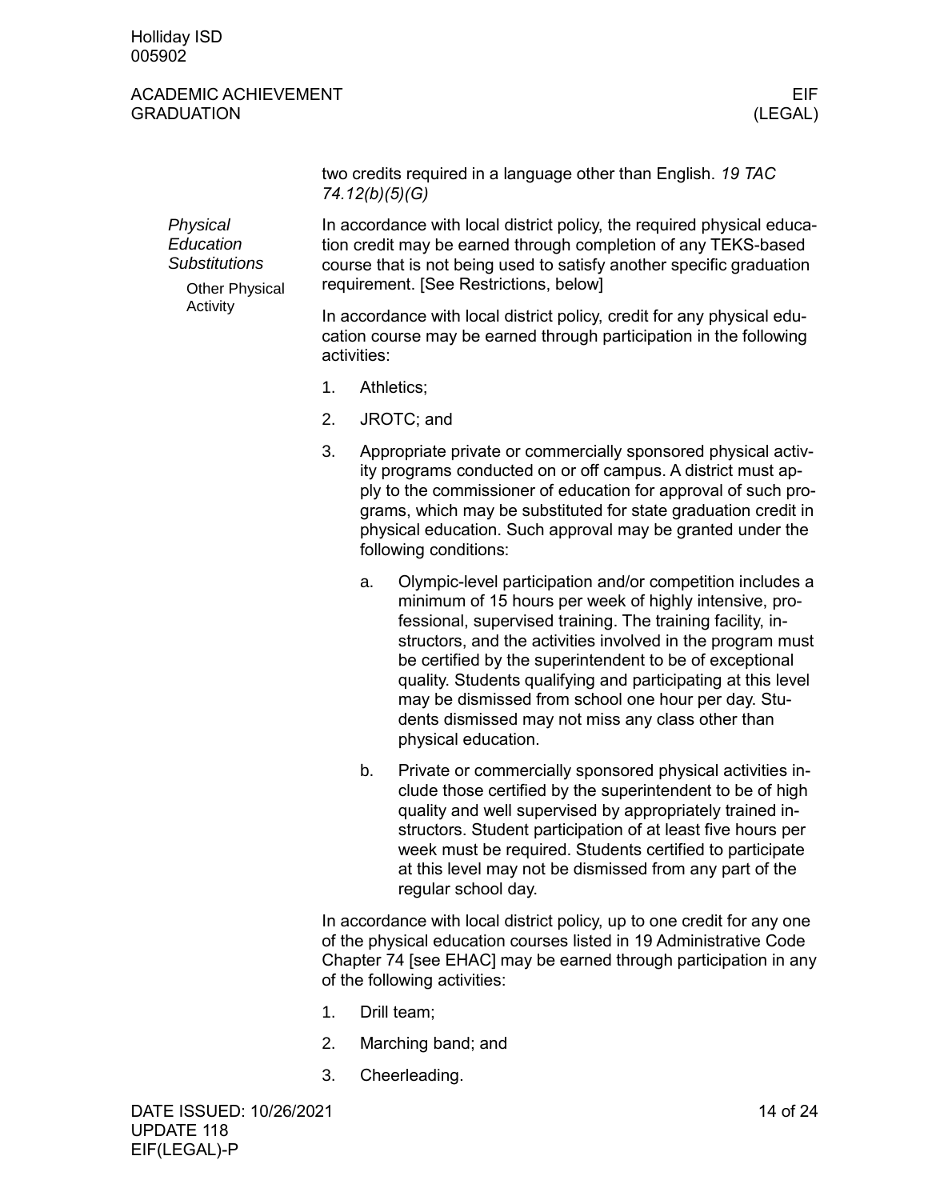two credits required in a language other than English. *19 TAC 74.12(b)(5)(G)*

### *Physical Education Substitutions*

In accordance with local district policy, the required physical education credit may be earned through completion of any TEKS-based course that is not being used to satisfy another specific graduation requirement. [See Restrictions, below]

#### Other Physical Activity

In accordance with local district policy, credit for any physical education course may be earned through participation in the following activities:

1. Athletics;
2. JROTC; and
3. Appropriate private or commercially sponsored physical activity programs conducted on or off campus. A district must apply to the commissioner of education for approval of such programs, which may be substituted for state graduation credit in physical education. Such approval may be granted under the following conditions:
   a. Olympic-level participation and/or competition includes a minimum of 15 hours per week of highly intensive, professional, supervised training. The training facility, instructors, and the activities involved in the program must be certified by the superintendent to be of exceptional quality. Students qualifying and participating at this level may be dismissed from school one hour per day. Students dismissed may not miss any class other than physical education.
   b. Private or commercially sponsored physical activities include those certified by the superintendent to be of high quality and well supervised by appropriately trained instructors. Student participation of at least five hours per week must be required. Students certified to participate at this level may not be dismissed from any part of the regular school day.

In accordance with local district policy, up to one credit for any one of the physical education courses listed in 19 Administrative Code Chapter 74 [see EHAC] may be earned through participation in any of the following activities:

1. Drill team;
2. Marching band; and
3. Cheerleading.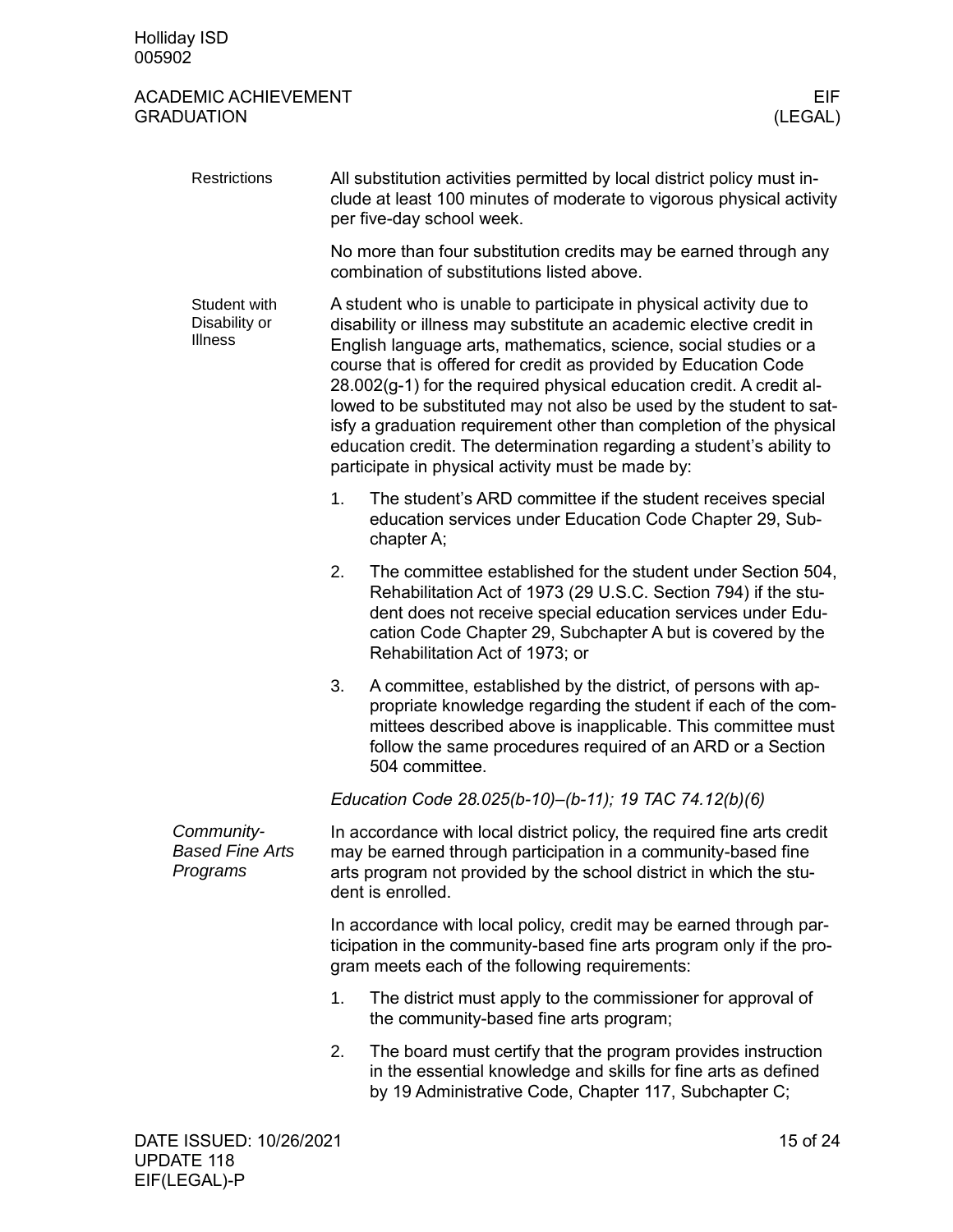#### Restrictions

All substitution activities permitted by local district policy must include at least 100 minutes of moderate to vigorous physical activity per five-day school week.

No more than four substitution credits may be earned through any combination of substitutions listed above.

#### Student with Disability or Illness

A student who is unable to participate in physical activity due to disability or illness may substitute an academic elective credit in English language arts, mathematics, science, social studies or a course that is offered for credit as provided by Education Code 28.002(g-1) for the required physical education credit. A credit allowed to be substituted may not also be used by the student to satisfy a graduation requirement other than completion of the physical education credit. The determination regarding a student's ability to participate in physical activity must be made by:

1. The student's ARD committee if the student receives special education services under Education Code Chapter 29, Subchapter A;
2. The committee established for the student under Section 504, Rehabilitation Act of 1973 (29 U.S.C. Section 794) if the student does not receive special education services under Education Code Chapter 29, Subchapter A but is covered by the Rehabilitation Act of 1973; or
3. A committee, established by the district, of persons with appropriate knowledge regarding the student if each of the committees described above is inapplicable. This committee must follow the same procedures required of an ARD or a Section 504 committee.

*Education Code 28.025(b-10)–(b-11); 19 TAC 74.12(b)(6)*

### *Community-Based Fine Arts Programs*

In accordance with local district policy, the required fine arts credit may be earned through participation in a community-based fine arts program not provided by the school district in which the student is enrolled.

In accordance with local policy, credit may be earned through participation in the community-based fine arts program only if the program meets each of the following requirements:

1. The district must apply to the commissioner for approval of the community-based fine arts program;
2. The board must certify that the program provides instruction in the essential knowledge and skills for fine arts as defined by 19 Administrative Code, Chapter 117, Subchapter C;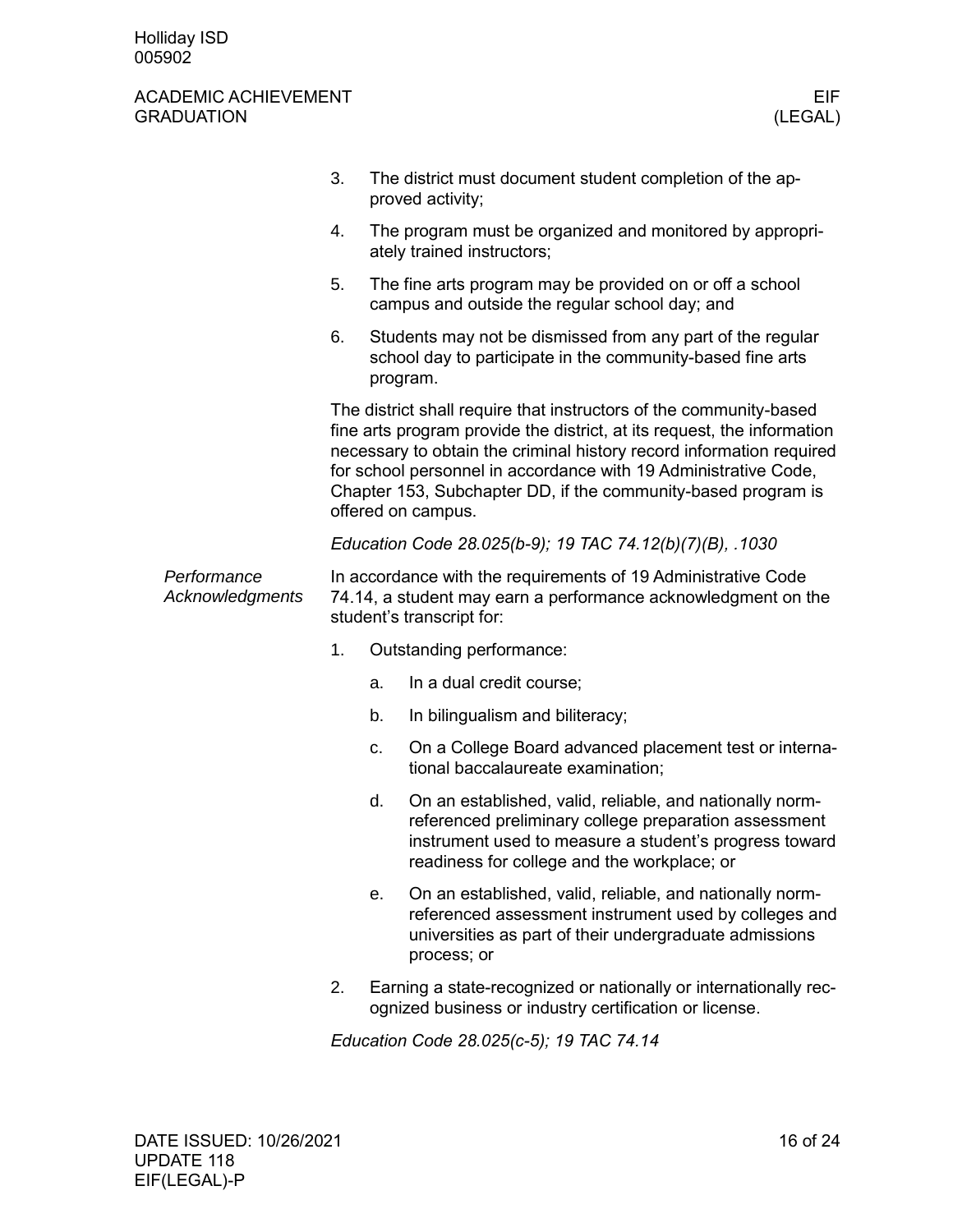3. The district must document student completion of the approved activity;
4. The program must be organized and monitored by appropriately trained instructors;
5. The fine arts program may be provided on or off a school campus and outside the regular school day; and
6. Students may not be dismissed from any part of the regular school day to participate in the community-based fine arts program.

The district shall require that instructors of the community-based fine arts program provide the district, at its request, the information necessary to obtain the criminal history record information required for school personnel in accordance with 19 Administrative Code, Chapter 153, Subchapter DD, if the community-based program is offered on campus.

*Education Code 28.025(b-9); 19 TAC 74.12(b)(7)(B), .1030*

### *Performance Acknowledgments*

In accordance with the requirements of 19 Administrative Code 74.14, a student may earn a performance acknowledgment on the student's transcript for:

1. Outstanding performance:
   a. In a dual credit course;
   b. In bilingualism and biliteracy;
   c. On a College Board advanced placement test or international baccalaureate examination;
   d. On an established, valid, reliable, and nationally norm-referenced preliminary college preparation assessment instrument used to measure a student's progress toward readiness for college and the workplace; or
   e. On an established, valid, reliable, and nationally norm-referenced assessment instrument used by colleges and universities as part of their undergraduate admissions process; or
2. Earning a state-recognized or nationally or internationally recognized business or industry certification or license.

*Education Code 28.025(c-5); 19 TAC 74.14*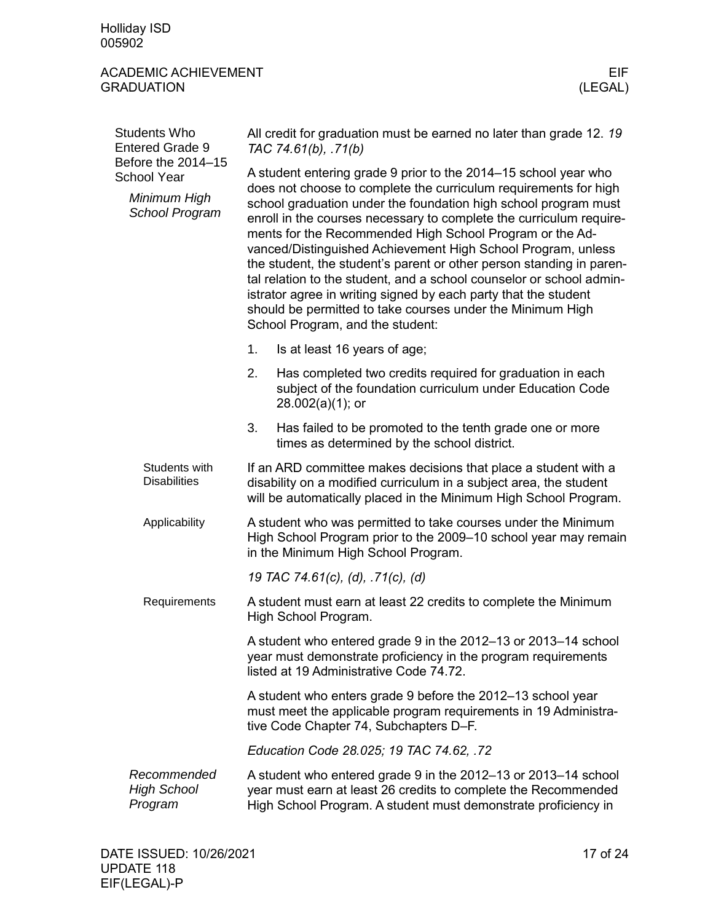## Students Who Entered Grade 9 Before the 2014–15 School Year

All credit for graduation must be earned no later than grade 12. *19 TAC 74.61(b), .71(b)*

### *Minimum High School Program*

A student entering grade 9 prior to the 2014–15 school year who does not choose to complete the curriculum requirements for high school graduation under the foundation high school program must enroll in the courses necessary to complete the curriculum requirements for the Recommended High School Program or the Advanced/Distinguished Achievement High School Program, unless the student, the student's parent or other person standing in parental relation to the student, and a school counselor or school administrator agree in writing signed by each party that the student should be permitted to take courses under the Minimum High School Program, and the student:

1. Is at least 16 years of age;
2. Has completed two credits required for graduation in each subject of the foundation curriculum under Education Code 28.002(a)(1); or
3. Has failed to be promoted to the tenth grade one or more times as determined by the school district.

#### Students with Disabilities

If an ARD committee makes decisions that place a student with a disability on a modified curriculum in a subject area, the student will be automatically placed in the Minimum High School Program.

#### Applicability

A student who was permitted to take courses under the Minimum High School Program prior to the 2009–10 school year may remain in the Minimum High School Program.

*19 TAC 74.61(c), (d), .71(c), (d)*

#### Requirements

A student must earn at least 22 credits to complete the Minimum High School Program.

A student who entered grade 9 in the 2012–13 or 2013–14 school year must demonstrate proficiency in the program requirements listed at 19 Administrative Code 74.72.

A student who enters grade 9 before the 2012–13 school year must meet the applicable program requirements in 19 Administrative Code Chapter 74, Subchapters D–F.

*Education Code 28.025; 19 TAC 74.62, .72*

### *Recommended High School Program*

A student who entered grade 9 in the 2012–13 or 2013–14 school year must earn at least 26 credits to complete the Recommended High School Program. A student must demonstrate proficiency in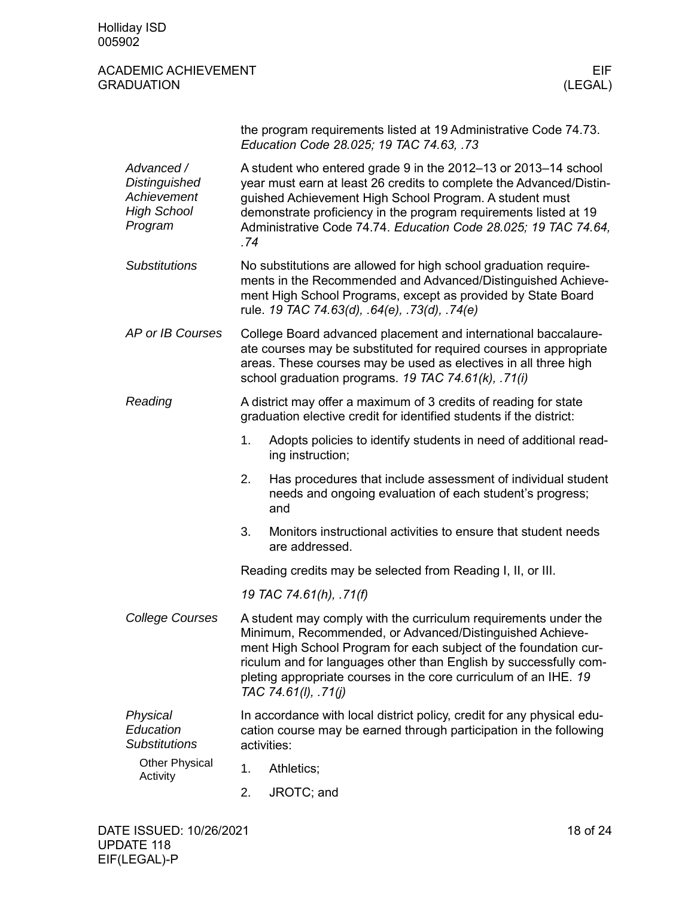the program requirements listed at 19 Administrative Code 74.73. *Education Code 28.025; 19 TAC 74.63, .73*

*Advanced / Distinguished Achievement High School Program*

A student who entered grade 9 in the 2012–13 or 2013–14 school year must earn at least 26 credits to complete the Advanced/Distinguished Achievement High School Program. A student must demonstrate proficiency in the program requirements listed at 19 Administrative Code 74.74. *Education Code 28.025; 19 TAC 74.64, .74*

*Substitutions*

No substitutions are allowed for high school graduation requirements in the Recommended and Advanced/Distinguished Achievement High School Programs, except as provided by State Board rule. *19 TAC 74.63(d), .64(e), .73(d), .74(e)*

*AP or IB Courses*

College Board advanced placement and international baccalaureate courses may be substituted for required courses in appropriate areas. These courses may be used as electives in all three high school graduation programs. *19 TAC 74.61(k), .71(i)*

*Reading*

A district may offer a maximum of 3 credits of reading for state graduation elective credit for identified students if the district:

1. Adopts policies to identify students in need of additional reading instruction;
2. Has procedures that include assessment of individual student needs and ongoing evaluation of each student's progress; and
3. Monitors instructional activities to ensure that student needs are addressed.

Reading credits may be selected from Reading I, II, or III.

*19 TAC 74.61(h), .71(f)*

*College Courses*

A student may comply with the curriculum requirements under the Minimum, Recommended, or Advanced/Distinguished Achievement High School Program for each subject of the foundation curriculum and for languages other than English by successfully completing appropriate courses in the core curriculum of an IHE. *19 TAC 74.61(l), .71(j)*

*Physical Education Substitutions*

*Other Physical Activity*

In accordance with local district policy, credit for any physical education course may be earned through participation in the following activities:

1. Athletics;
2. JROTC; and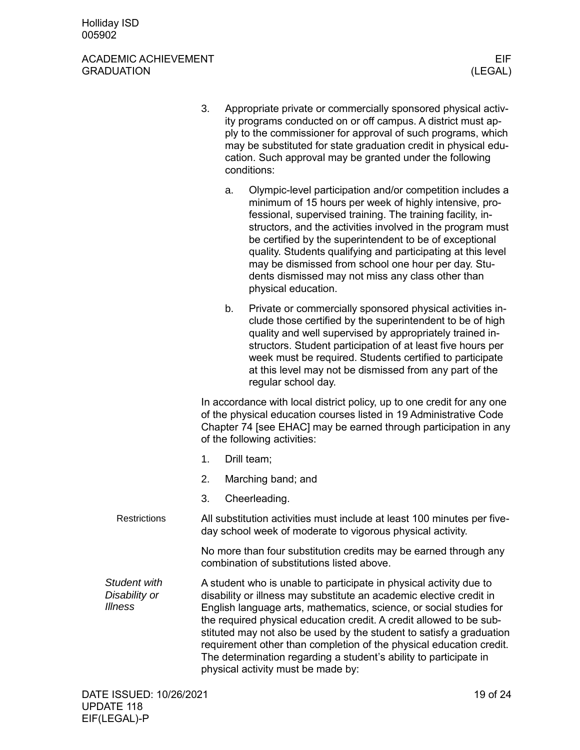3. Appropriate private or commercially sponsored physical activity programs conducted on or off campus. A district must apply to the commissioner for approval of such programs, which may be substituted for state graduation credit in physical education. Such approval may be granted under the following conditions:

   a. Olympic-level participation and/or competition includes a minimum of 15 hours per week of highly intensive, professional, supervised training. The training facility, instructors, and the activities involved in the program must be certified by the superintendent to be of exceptional quality. Students qualifying and participating at this level may be dismissed from school one hour per day. Students dismissed may not miss any class other than physical education.

   b. Private or commercially sponsored physical activities include those certified by the superintendent to be of high quality and well supervised by appropriately trained instructors. Student participation of at least five hours per week must be required. Students certified to participate at this level may not be dismissed from any part of the regular school day.

In accordance with local district policy, up to one credit for any one of the physical education courses listed in 19 Administrative Code Chapter 74 [see EHAC] may be earned through participation in any of the following activities:

1. Drill team;
2. Marching band; and
3. Cheerleading.

**Restrictions**

All substitution activities must include at least 100 minutes per five-day school week of moderate to vigorous physical activity.

No more than four substitution credits may be earned through any combination of substitutions listed above.

*Student with Disability or Illness*

A student who is unable to participate in physical activity due to disability or illness may substitute an academic elective credit in English language arts, mathematics, science, or social studies for the required physical education credit. A credit allowed to be substituted may not also be used by the student to satisfy a graduation requirement other than completion of the physical education credit. The determination regarding a student's ability to participate in physical activity must be made by: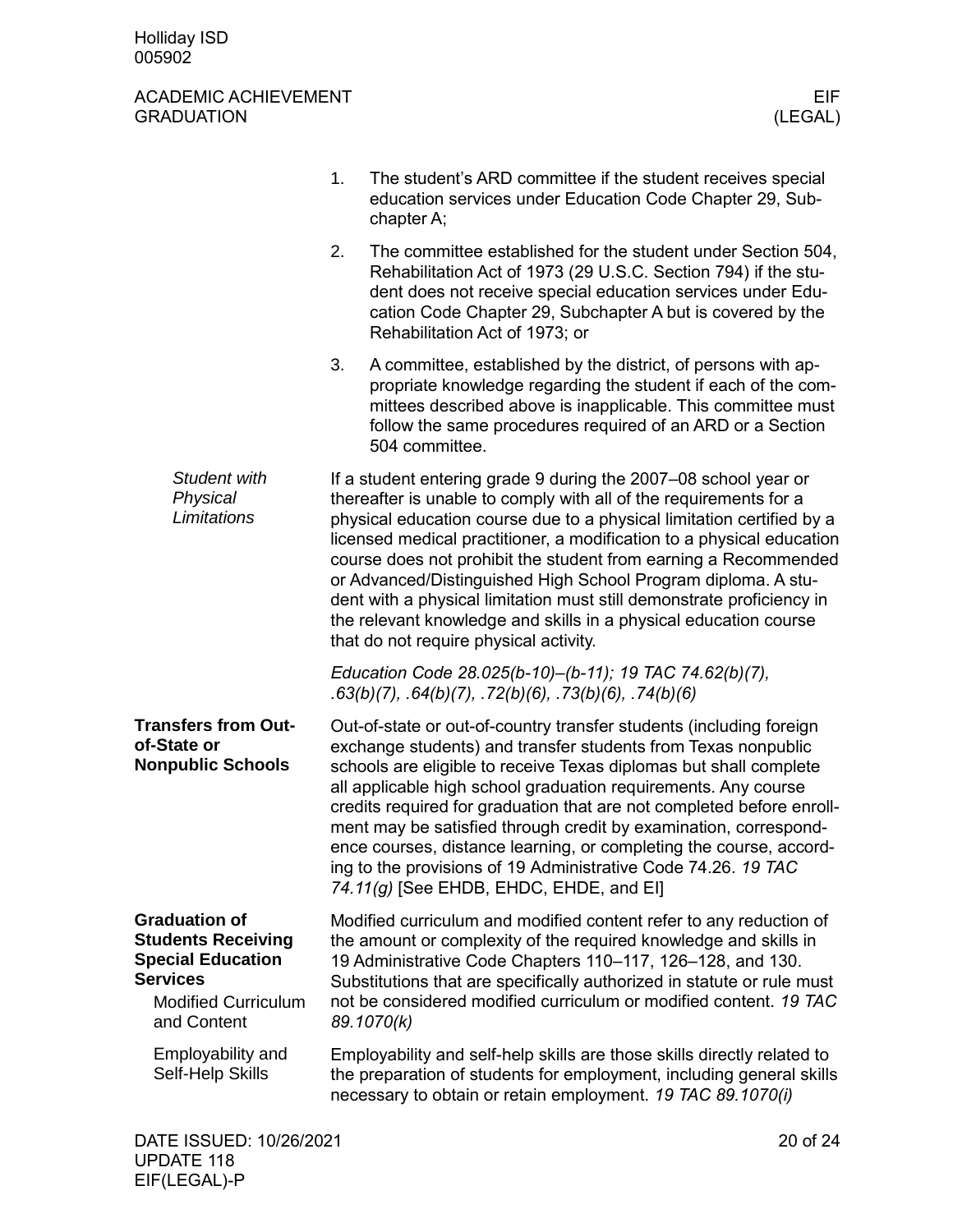1. The student's ARD committee if the student receives special education services under Education Code Chapter 29, Subchapter A;
2. The committee established for the student under Section 504, Rehabilitation Act of 1973 (29 U.S.C. Section 794) if the student does not receive special education services under Education Code Chapter 29, Subchapter A but is covered by the Rehabilitation Act of 1973; or
3. A committee, established by the district, of persons with appropriate knowledge regarding the student if each of the committees described above is inapplicable. This committee must follow the same procedures required of an ARD or a Section 504 committee.

*Student with Physical Limitations*

If a student entering grade 9 during the 2007–08 school year or thereafter is unable to comply with all of the requirements for a physical education course due to a physical limitation certified by a licensed medical practitioner, a modification to a physical education course does not prohibit the student from earning a Recommended or Advanced/Distinguished High School Program diploma. A student with a physical limitation must still demonstrate proficiency in the relevant knowledge and skills in a physical education course that do not require physical activity.

*Education Code 28.025(b-10)–(b-11); 19 TAC 74.62(b)(7), .63(b)(7), .64(b)(7), .72(b)(6), .73(b)(6), .74(b)(6)*

## Transfers from Out-of-State or Nonpublic Schools

Out-of-state or out-of-country transfer students (including foreign exchange students) and transfer students from Texas nonpublic schools are eligible to receive Texas diplomas but shall complete all applicable high school graduation requirements. Any course credits required for graduation that are not completed before enrollment may be satisfied through credit by examination, correspondence courses, distance learning, or completing the course, according to the provisions of 19 Administrative Code 74.26. *19 TAC 74.11(g)* [See EHDB, EHDC, EHDE, and EI]

## Graduation of Students Receiving Special Education Services

### Modified Curriculum and Content

Modified curriculum and modified content refer to any reduction of the amount or complexity of the required knowledge and skills in 19 Administrative Code Chapters 110–117, 126–128, and 130. Substitutions that are specifically authorized in statute or rule must not be considered modified curriculum or modified content. *19 TAC 89.1070(k)*

### Employability and Self-Help Skills

Employability and self-help skills are those skills directly related to the preparation of students for employment, including general skills necessary to obtain or retain employment. *19 TAC 89.1070(i)*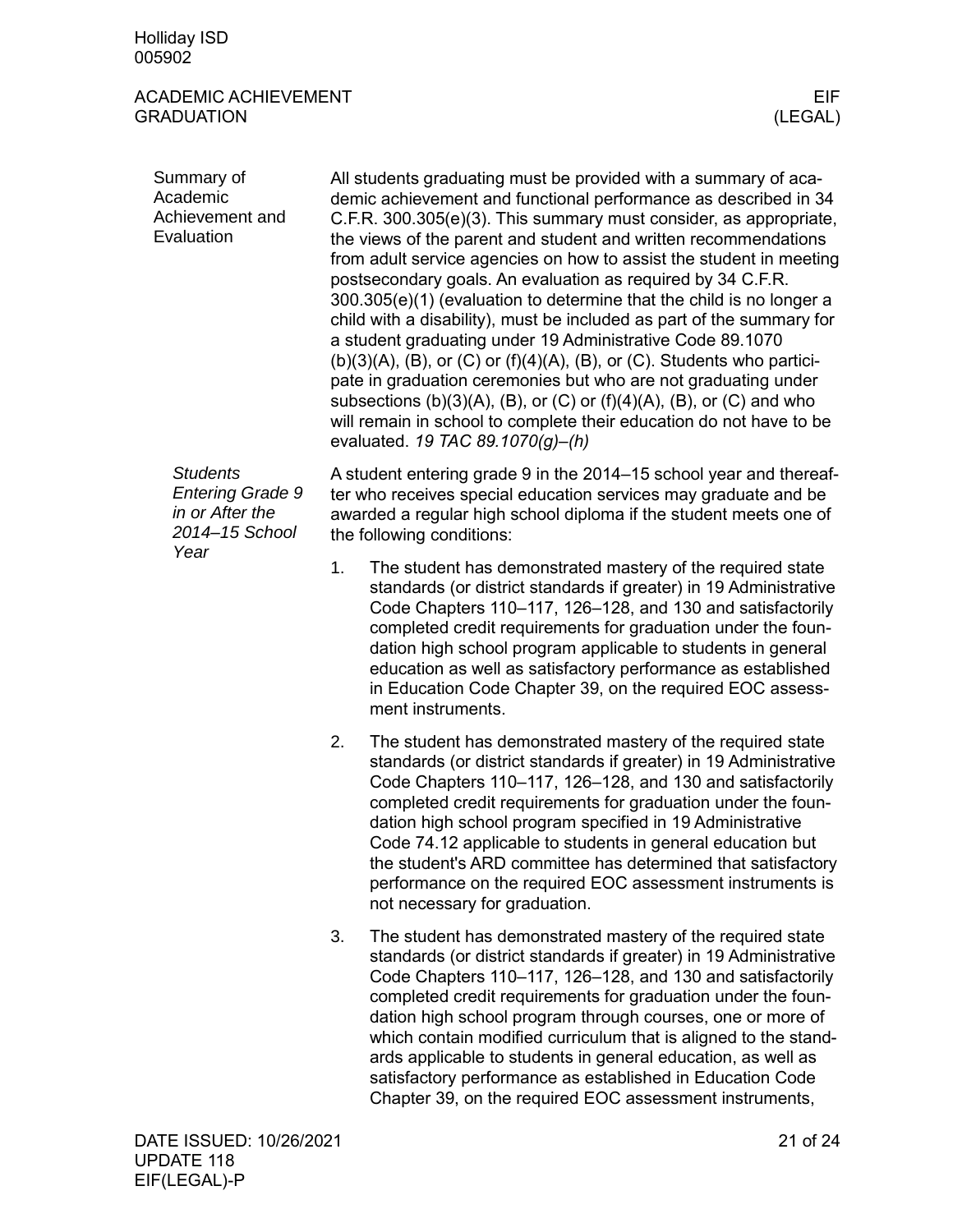#### Summary of Academic Achievement and Evaluation

All students graduating must be provided with a summary of academic achievement and functional performance as described in 34 C.F.R. 300.305(e)(3). This summary must consider, as appropriate, the views of the parent and student and written recommendations from adult service agencies on how to assist the student in meeting postsecondary goals. An evaluation as required by 34 C.F.R. 300.305(e)(1) (evaluation to determine that the child is no longer a child with a disability), must be included as part of the summary for a student graduating under 19 Administrative Code 89.1070 (b)(3)(A), (B), or (C) or (f)(4)(A), (B), or (C). Students who participate in graduation ceremonies but who are not graduating under subsections (b)(3)(A), (B), or (C) or (f)(4)(A), (B), or (C) and who will remain in school to complete their education do not have to be evaluated. *19 TAC 89.1070(g)–(h)*

##### *Students Entering Grade 9 in or After the 2014–15 School Year*

A student entering grade 9 in the 2014–15 school year and thereafter who receives special education services may graduate and be awarded a regular high school diploma if the student meets one of the following conditions:

1. The student has demonstrated mastery of the required state standards (or district standards if greater) in 19 Administrative Code Chapters 110–117, 126–128, and 130 and satisfactorily completed credit requirements for graduation under the foundation high school program applicable to students in general education as well as satisfactory performance as established in Education Code Chapter 39, on the required EOC assessment instruments.

2. The student has demonstrated mastery of the required state standards (or district standards if greater) in 19 Administrative Code Chapters 110–117, 126–128, and 130 and satisfactorily completed credit requirements for graduation under the foundation high school program specified in 19 Administrative Code 74.12 applicable to students in general education but the student's ARD committee has determined that satisfactory performance on the required EOC assessment instruments is not necessary for graduation.

3. The student has demonstrated mastery of the required state standards (or district standards if greater) in 19 Administrative Code Chapters 110–117, 126–128, and 130 and satisfactorily completed credit requirements for graduation under the foundation high school program through courses, one or more of which contain modified curriculum that is aligned to the standards applicable to students in general education, as well as satisfactory performance as established in Education Code Chapter 39, on the required EOC assessment instruments,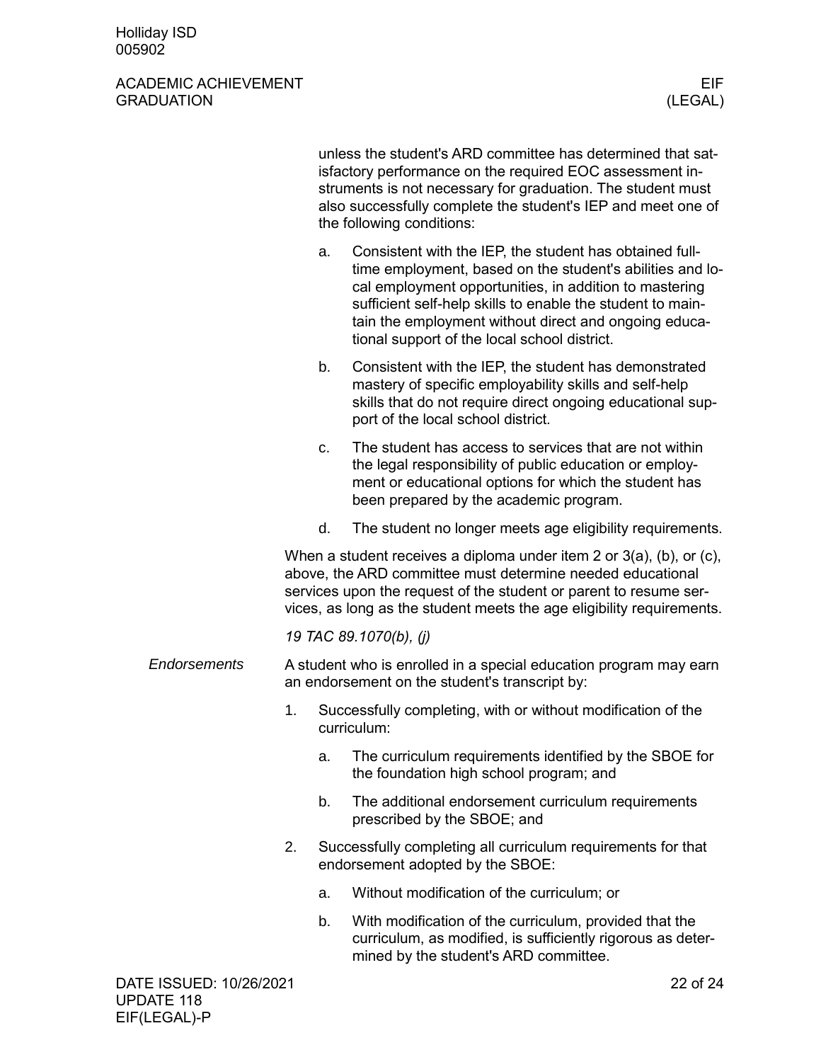unless the student's ARD committee has determined that satisfactory performance on the required EOC assessment instruments is not necessary for graduation. The student must also successfully complete the student's IEP and meet one of the following conditions:

a. Consistent with the IEP, the student has obtained full-time employment, based on the student's abilities and local employment opportunities, in addition to mastering sufficient self-help skills to enable the student to maintain the employment without direct and ongoing educational support of the local school district.

b. Consistent with the IEP, the student has demonstrated mastery of specific employability skills and self-help skills that do not require direct ongoing educational support of the local school district.

c. The student has access to services that are not within the legal responsibility of public education or employment or educational options for which the student has been prepared by the academic program.

d. The student no longer meets age eligibility requirements.

When a student receives a diploma under item 2 or 3(a), (b), or (c), above, the ARD committee must determine needed educational services upon the request of the student or parent to resume services, as long as the student meets the age eligibility requirements.

*19 TAC 89.1070(b), (j)*

*Endorsements*

A student who is enrolled in a special education program may earn an endorsement on the student's transcript by:

1. Successfully completing, with or without modification of the curriculum:
   a. The curriculum requirements identified by the SBOE for the foundation high school program; and
   b. The additional endorsement curriculum requirements prescribed by the SBOE; and
2. Successfully completing all curriculum requirements for that endorsement adopted by the SBOE:
   a. Without modification of the curriculum; or
   b. With modification of the curriculum, provided that the curriculum, as modified, is sufficiently rigorous as determined by the student's ARD committee.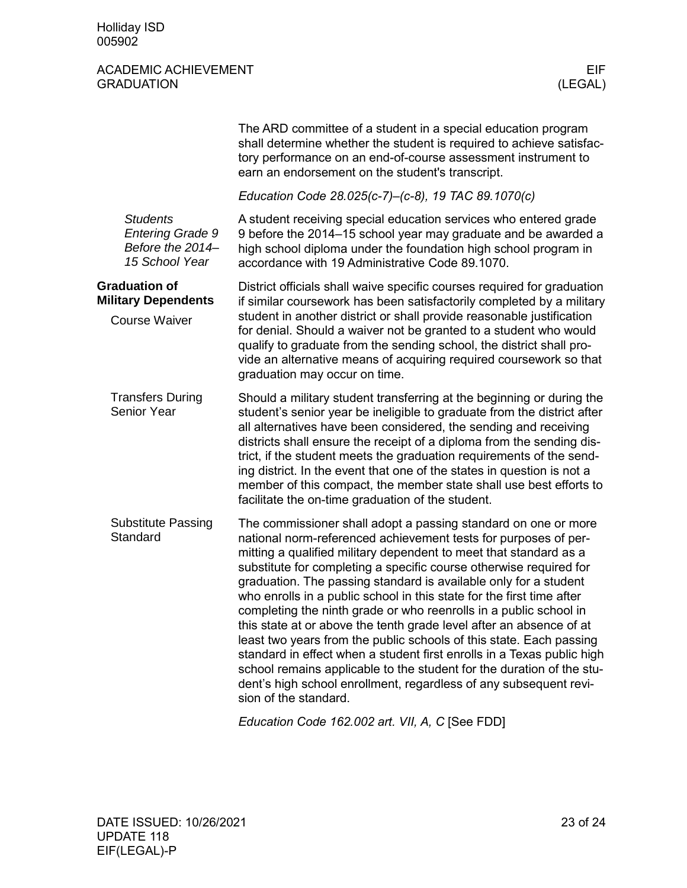The ARD committee of a student in a special education program shall determine whether the student is required to achieve satisfactory performance on an end-of-course assessment instrument to earn an endorsement on the student's transcript.

*Education Code 28.025(c-7)–(c-8), 19 TAC 89.1070(c)*

#### *Students Entering Grade 9 Before the 2014–15 School Year*

A student receiving special education services who entered grade 9 before the 2014–15 school year may graduate and be awarded a high school diploma under the foundation high school program in accordance with 19 Administrative Code 89.1070.

## Graduation of Military Dependents

### Course Waiver

District officials shall waive specific courses required for graduation if similar coursework has been satisfactorily completed by a military student in another district or shall provide reasonable justification for denial. Should a waiver not be granted to a student who would qualify to graduate from the sending school, the district shall provide an alternative means of acquiring required coursework so that graduation may occur on time.

### Transfers During Senior Year

Should a military student transferring at the beginning or during the student's senior year be ineligible to graduate from the district after all alternatives have been considered, the sending and receiving districts shall ensure the receipt of a diploma from the sending district, if the student meets the graduation requirements of the sending district. In the event that one of the states in question is not a member of this compact, the member state shall use best efforts to facilitate the on-time graduation of the student.

### Substitute Passing Standard

The commissioner shall adopt a passing standard on one or more national norm-referenced achievement tests for purposes of permitting a qualified military dependent to meet that standard as a substitute for completing a specific course otherwise required for graduation. The passing standard is available only for a student who enrolls in a public school in this state for the first time after completing the ninth grade or who reenrolls in a public school in this state at or above the tenth grade level after an absence of at least two years from the public schools of this state. Each passing standard in effect when a student first enrolls in a Texas public high school remains applicable to the student for the duration of the student's high school enrollment, regardless of any subsequent revision of the standard.

*Education Code 162.002 art. VII, A, C* [See FDD]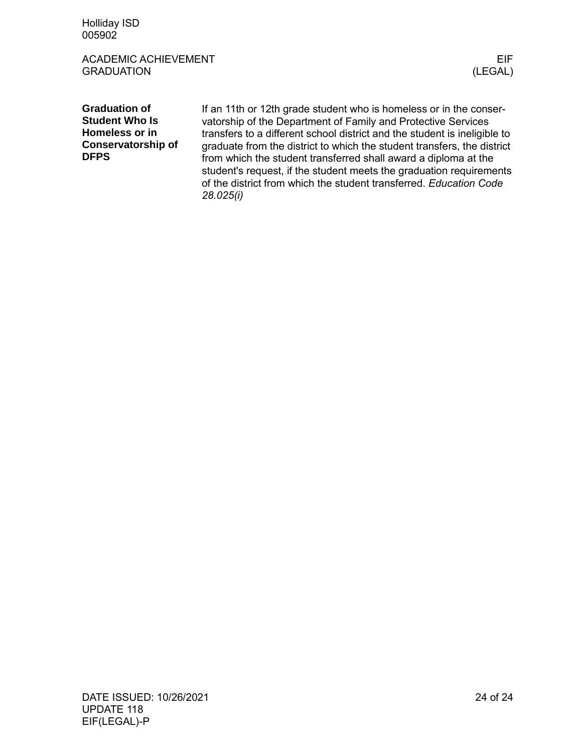**Graduation of Student Who Is Homeless or in Conservatorship of DFPS**

If an 11th or 12th grade student who is homeless or in the conservatorship of the Department of Family and Protective Services transfers to a different school district and the student is ineligible to graduate from the district to which the student transfers, the district from which the student transferred shall award a diploma at the student's request, if the student meets the graduation requirements of the district from which the student transferred. *Education Code 28.025(i)*